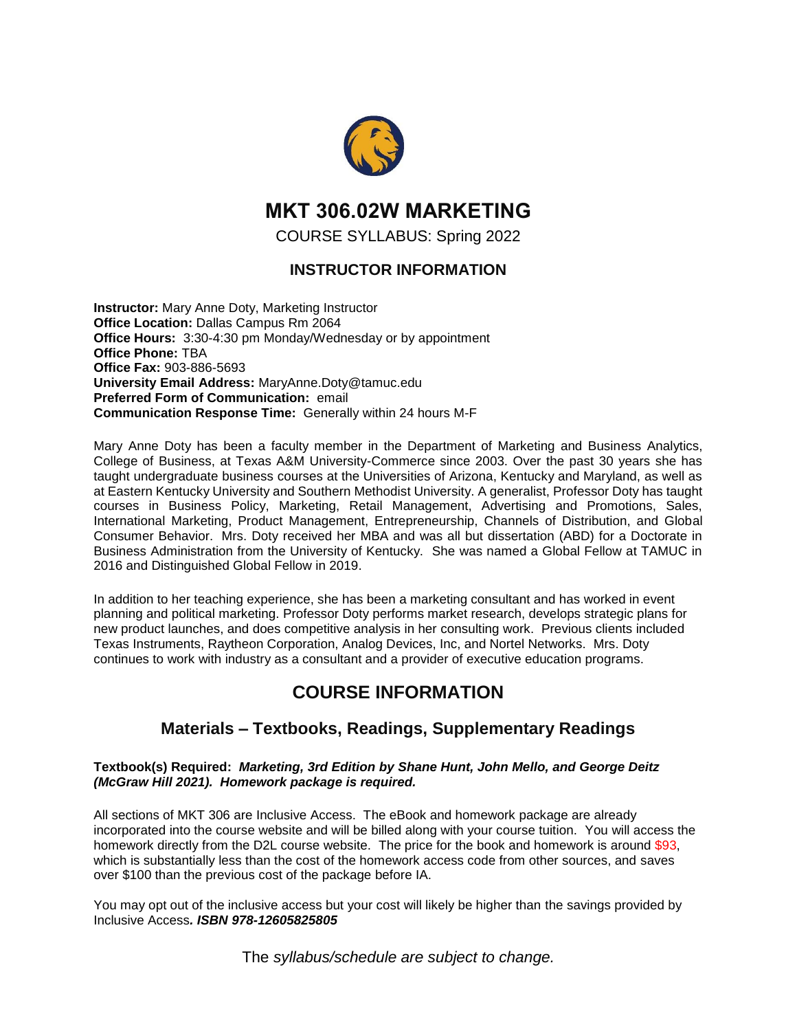# MKT 306.02W MARKETING

COURSE SYLLABUS: Spring 2022

## INSTRUCTOR INFORMATION

**Instructor:** Mary Anne Doty, Marketing Instructor
**Office Location:** Dallas Campus Rm 2064
**Office Hours:** 3:30-4:30 pm Monday/Wednesday or by appointment
**Office Phone:** TBA
**Office Fax:** 903-886-5693
**University Email Address:** MaryAnne.Doty@tamuc.edu
**Preferred Form of Communication:** email
**Communication Response Time:** Generally within 24 hours M-F

Mary Anne Doty has been a faculty member in the Department of Marketing and Business Analytics, College of Business, at Texas A&M University-Commerce since 2003. Over the past 30 years she has taught undergraduate business courses at the Universities of Arizona, Kentucky and Maryland, as well as at Eastern Kentucky University and Southern Methodist University. A generalist, Professor Doty has taught courses in Business Policy, Marketing, Retail Management, Advertising and Promotions, Sales, International Marketing, Product Management, Entrepreneurship, Channels of Distribution, and Global Consumer Behavior. Mrs. Doty received her MBA and was all but dissertation (ABD) for a Doctorate in Business Administration from the University of Kentucky. She was named a Global Fellow at TAMUC in 2016 and Distinguished Global Fellow in 2019.

In addition to her teaching experience, she has been a marketing consultant and has worked in event planning and political marketing. Professor Doty performs market research, develops strategic plans for new product launches, and does competitive analysis in her consulting work. Previous clients included Texas Instruments, Raytheon Corporation, Analog Devices, Inc, and Nortel Networks. Mrs. Doty continues to work with industry as a consultant and a provider of executive education programs.

# COURSE INFORMATION

## Materials – Textbooks, Readings, Supplementary Readings

**Textbook(s) Required:** ***Marketing, 3rd Edition by Shane Hunt, John Mello, and George Deitz (McGraw Hill 2021). Homework package is required.***

All sections of MKT 306 are Inclusive Access. The eBook and homework package are already incorporated into the course website and will be billed along with your course tuition. You will access the homework directly from the D2L course website. The price for the book and homework is around $93, which is substantially less than the cost of the homework access code from other sources, and saves over $100 than the previous cost of the package before IA.

You may opt out of the inclusive access but your cost will likely be higher than the savings provided by Inclusive Access***. ISBN 978-12605825805***

The *syllabus/schedule are subject to change.*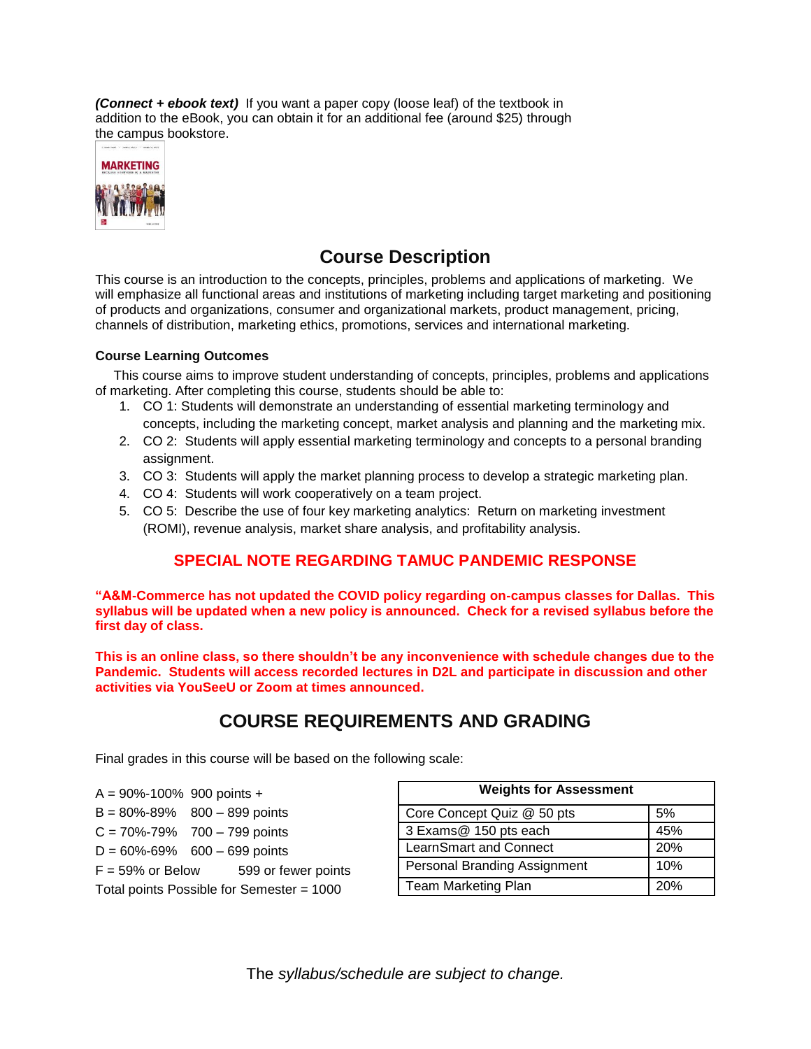***(Connect + ebook text)*** If you want a paper copy (loose leaf) of the textbook in addition to the eBook, you can obtain it for an additional fee (around $25) through the campus bookstore.

## Course Description

This course is an introduction to the concepts, principles, problems and applications of marketing. We will emphasize all functional areas and institutions of marketing including target marketing and positioning of products and organizations, consumer and organizational markets, product management, pricing, channels of distribution, marketing ethics, promotions, services and international marketing.

### Course Learning Outcomes

This course aims to improve student understanding of concepts, principles, problems and applications of marketing. After completing this course, students should be able to:

1. CO 1: Students will demonstrate an understanding of essential marketing terminology and concepts, including the marketing concept, market analysis and planning and the marketing mix.
2. CO 2: Students will apply essential marketing terminology and concepts to a personal branding assignment.
3. CO 3: Students will apply the market planning process to develop a strategic marketing plan.
4. CO 4: Students will work cooperatively on a team project.
5. CO 5: Describe the use of four key marketing analytics: Return on marketing investment (ROMI), revenue analysis, market share analysis, and profitability analysis.

## SPECIAL NOTE REGARDING TAMUC PANDEMIC RESPONSE

**"A&M-Commerce has not updated the COVID policy regarding on-campus classes for Dallas. This syllabus will be updated when a new policy is announced. Check for a revised syllabus before the first day of class.**

**This is an online class, so there shouldn't be any inconvenience with schedule changes due to the Pandemic. Students will access recorded lectures in D2L and participate in discussion and other activities via YouSeeU or Zoom at times announced.**

## COURSE REQUIREMENTS AND GRADING

Final grades in this course will be based on the following scale:

A = 90%-100% 900 points +
B = 80%-89% 800 – 899 points
C = 70%-79% 700 – 799 points
D = 60%-69% 600 – 699 points
F = 59% or Below 599 or fewer points
Total points Possible for Semester = 1000

| Weights for Assessment | |
|---|---|
| Core Concept Quiz @ 50 pts | 5% |
| 3 Exams@ 150 pts each | 45% |
| LearnSmart and Connect | 20% |
| Personal Branding Assignment | 10% |
| Team Marketing Plan | 20% |

The *syllabus/schedule are subject to change.*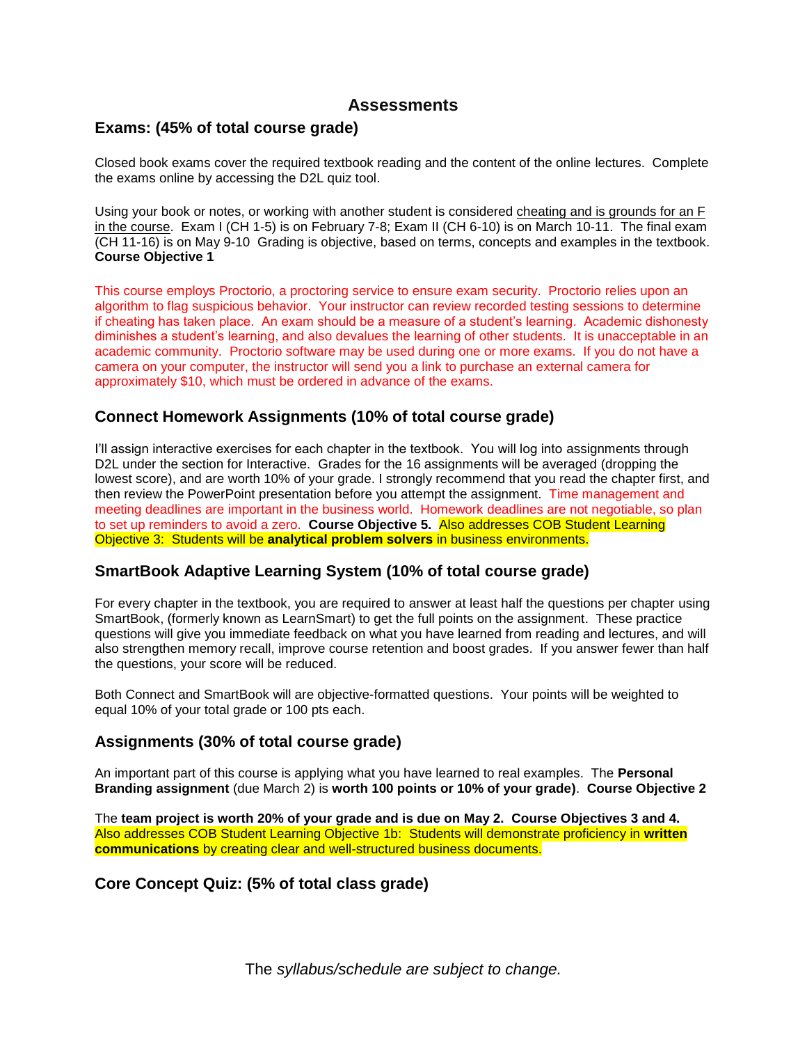# Assessments

## Exams: (45% of total course grade)

Closed book exams cover the required textbook reading and the content of the online lectures. Complete the exams online by accessing the D2L quiz tool.

Using your book or notes, or working with another student is considered cheating and is grounds for an F in the course. Exam I (CH 1-5) is on February 7-8; Exam II (CH 6-10) is on March 10-11. The final exam (CH 11-16) is on May 9-10 Grading is objective, based on terms, concepts and examples in the textbook. **Course Objective 1**

This course employs Proctorio, a proctoring service to ensure exam security. Proctorio relies upon an algorithm to flag suspicious behavior. Your instructor can review recorded testing sessions to determine if cheating has taken place. An exam should be a measure of a student's learning. Academic dishonesty diminishes a student's learning, and also devalues the learning of other students. It is unacceptable in an academic community. Proctorio software may be used during one or more exams. If you do not have a camera on your computer, the instructor will send you a link to purchase an external camera for approximately $10, which must be ordered in advance of the exams.

## Connect Homework Assignments (10% of total course grade)

I'll assign interactive exercises for each chapter in the textbook. You will log into assignments through D2L under the section for Interactive. Grades for the 16 assignments will be averaged (dropping the lowest score), and are worth 10% of your grade. I strongly recommend that you read the chapter first, and then review the PowerPoint presentation before you attempt the assignment. Time management and meeting deadlines are important in the business world. Homework deadlines are not negotiable, so plan to set up reminders to avoid a zero. **Course Objective 5.** Also addresses COB Student Learning Objective 3: Students will be **analytical problem solvers** in business environments.

## SmartBook Adaptive Learning System (10% of total course grade)

For every chapter in the textbook, you are required to answer at least half the questions per chapter using SmartBook, (formerly known as LearnSmart) to get the full points on the assignment. These practice questions will give you immediate feedback on what you have learned from reading and lectures, and will also strengthen memory recall, improve course retention and boost grades. If you answer fewer than half the questions, your score will be reduced.

Both Connect and SmartBook will are objective-formatted questions. Your points will be weighted to equal 10% of your total grade or 100 pts each.

## Assignments (30% of total course grade)

An important part of this course is applying what you have learned to real examples. The **Personal Branding assignment** (due March 2) is **worth 100 points or 10% of your grade)**. **Course Objective 2**

The **team project is worth 20% of your grade and is due on May 2. Course Objectives 3 and 4.** Also addresses COB Student Learning Objective 1b: Students will demonstrate proficiency in **written communications** by creating clear and well-structured business documents.

## Core Concept Quiz: (5% of total class grade)

The *syllabus/schedule are subject to change.*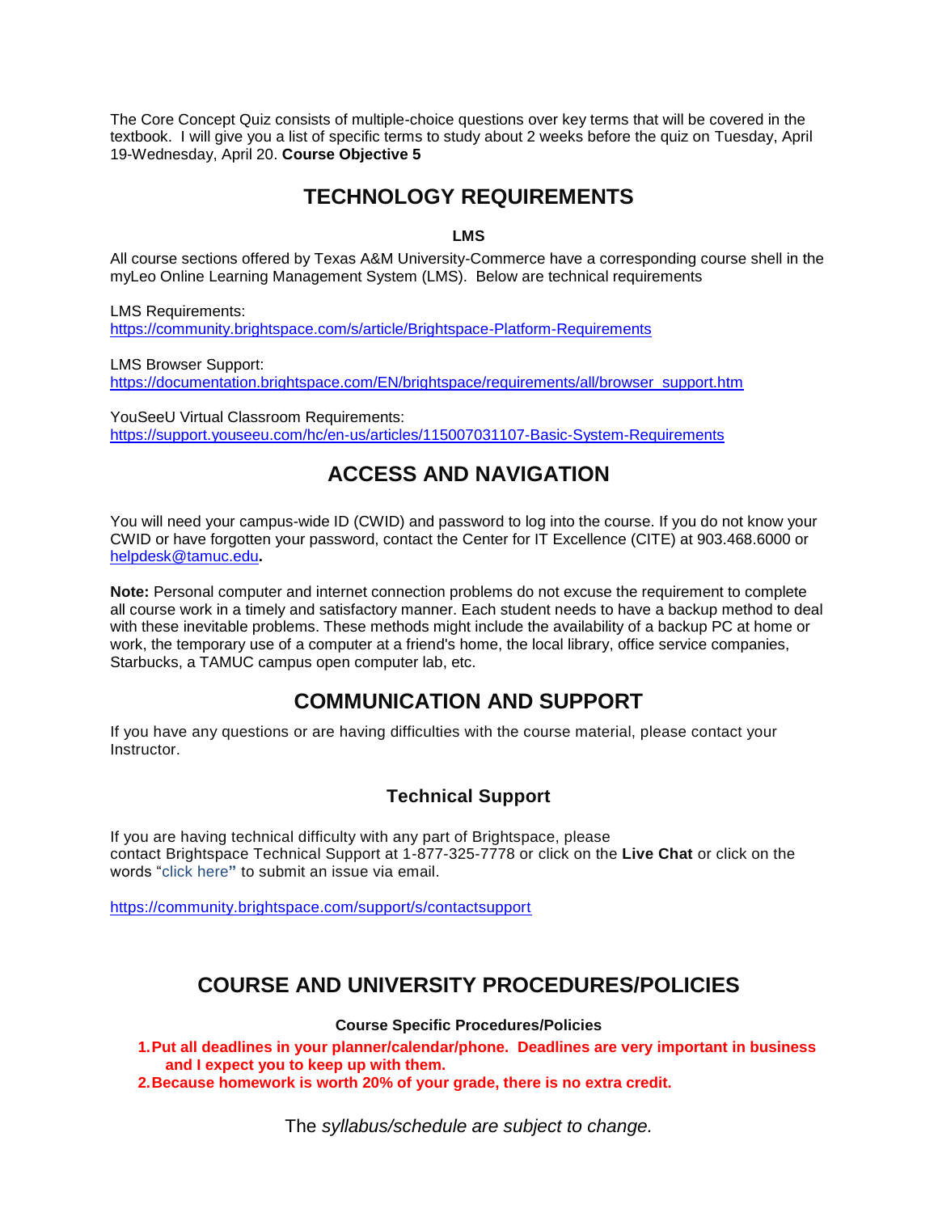The Core Concept Quiz consists of multiple-choice questions over key terms that will be covered in the textbook. I will give you a list of specific terms to study about 2 weeks before the quiz on Tuesday, April 19-Wednesday, April 20. **Course Objective 5**

## TECHNOLOGY REQUIREMENTS

### LMS

All course sections offered by Texas A&M University-Commerce have a corresponding course shell in the myLeo Online Learning Management System (LMS). Below are technical requirements

LMS Requirements:
https://community.brightspace.com/s/article/Brightspace-Platform-Requirements

LMS Browser Support:
https://documentation.brightspace.com/EN/brightspace/requirements/all/browser_support.htm

YouSeeU Virtual Classroom Requirements:
https://support.youseeu.com/hc/en-us/articles/115007031107-Basic-System-Requirements

## ACCESS AND NAVIGATION

You will need your campus-wide ID (CWID) and password to log into the course. If you do not know your CWID or have forgotten your password, contact the Center for IT Excellence (CITE) at 903.468.6000 or helpdesk@tamuc.edu**.**

**Note:** Personal computer and internet connection problems do not excuse the requirement to complete all course work in a timely and satisfactory manner. Each student needs to have a backup method to deal with these inevitable problems. These methods might include the availability of a backup PC at home or work, the temporary use of a computer at a friend's home, the local library, office service companies, Starbucks, a TAMUC campus open computer lab, etc.

## COMMUNICATION AND SUPPORT

If you have any questions or are having difficulties with the course material, please contact your Instructor.

### Technical Support

If you are having technical difficulty with any part of Brightspace, please contact Brightspace Technical Support at 1-877-325-7778 or click on the **Live Chat** or click on the words "click here" to submit an issue via email.

https://community.brightspace.com/support/s/contactsupport

## COURSE AND UNIVERSITY PROCEDURES/POLICIES

### Course Specific Procedures/Policies

1. **Put all deadlines in your planner/calendar/phone. Deadlines are very important in business and I expect you to keep up with them.**
2. **Because homework is worth 20% of your grade, there is no extra credit.**

The *syllabus/schedule are subject to change.*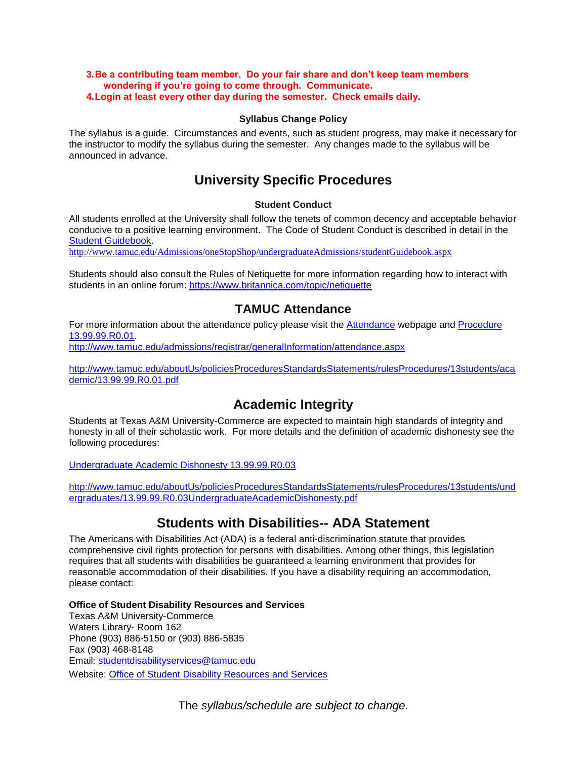3. **Be a contributing team member. Do your fair share and don't keep team members wondering if you're going to come through. Communicate.**
4. **Login at least every other day during the semester. Check emails daily.**

**Syllabus Change Policy**

The syllabus is a guide. Circumstances and events, such as student progress, may make it necessary for the instructor to modify the syllabus during the semester. Any changes made to the syllabus will be announced in advance.

# University Specific Procedures

**Student Conduct**

All students enrolled at the University shall follow the tenets of common decency and acceptable behavior conducive to a positive learning environment. The Code of Student Conduct is described in detail in the [Student Guidebook](http://www.tamuc.edu/Admissions/oneStopShop/undergraduateAdmissions/studentGuidebook.aspx).
http://www.tamuc.edu/Admissions/oneStopShop/undergraduateAdmissions/studentGuidebook.aspx

Students should also consult the Rules of Netiquette for more information regarding how to interact with students in an online forum: https://www.britannica.com/topic/netiquette

## TAMUC Attendance

For more information about the attendance policy please visit the Attendance webpage and Procedure 13.99.99.R0.01.
http://www.tamuc.edu/admissions/registrar/generalInformation/attendance.aspx

http://www.tamuc.edu/aboutUs/policiesProceduresStandardsStatements/rulesProcedures/13students/academic/13.99.99.R0.01.pdf

## Academic Integrity

Students at Texas A&M University-Commerce are expected to maintain high standards of integrity and honesty in all of their scholastic work. For more details and the definition of academic dishonesty see the following procedures:

Undergraduate Academic Dishonesty 13.99.99.R0.03

http://www.tamuc.edu/aboutUs/policiesProceduresStandardsStatements/rulesProcedures/13students/undergraduates/13.99.99.R0.03UndergraduateAcademicDishonesty.pdf

## Students with Disabilities-- ADA Statement

The Americans with Disabilities Act (ADA) is a federal anti-discrimination statute that provides comprehensive civil rights protection for persons with disabilities. Among other things, this legislation requires that all students with disabilities be guaranteed a learning environment that provides for reasonable accommodation of their disabilities. If you have a disability requiring an accommodation, please contact:

**Office of Student Disability Resources and Services**
Texas A&M University-Commerce
Waters Library- Room 162
Phone (903) 886-5150 or (903) 886-5835
Fax (903) 468-8148
Email: studentdisabilityservices@tamuc.edu
Website: Office of Student Disability Resources and Services

The *syllabus/schedule are subject to change.*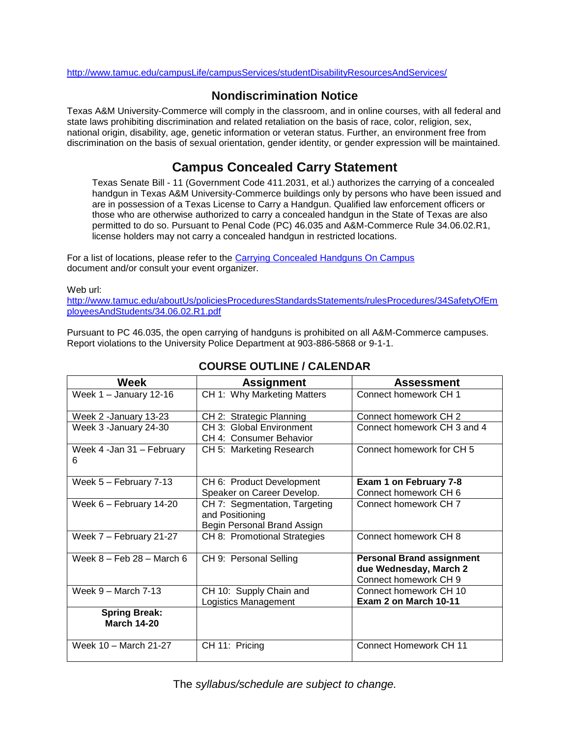http://www.tamuc.edu/campusLife/campusServices/studentDisabilityResourcesAndServices/

## Nondiscrimination Notice

Texas A&M University-Commerce will comply in the classroom, and in online courses, with all federal and state laws prohibiting discrimination and related retaliation on the basis of race, color, religion, sex, national origin, disability, age, genetic information or veteran status. Further, an environment free from discrimination on the basis of sexual orientation, gender identity, or gender expression will be maintained.

## Campus Concealed Carry Statement

Texas Senate Bill - 11 (Government Code 411.2031, et al.) authorizes the carrying of a concealed handgun in Texas A&M University-Commerce buildings only by persons who have been issued and are in possession of a Texas License to Carry a Handgun. Qualified law enforcement officers or those who are otherwise authorized to carry a concealed handgun in the State of Texas are also permitted to do so. Pursuant to Penal Code (PC) 46.035 and A&M-Commerce Rule 34.06.02.R1, license holders may not carry a concealed handgun in restricted locations.

For a list of locations, please refer to the Carrying Concealed Handguns On Campus document and/or consult your event organizer.

Web url:
http://www.tamuc.edu/aboutUs/policiesProceduresStandardsStatements/rulesProcedures/34SafetyOfEmployeesAndStudents/34.06.02.R1.pdf

Pursuant to PC 46.035, the open carrying of handguns is prohibited on all A&M-Commerce campuses. Report violations to the University Police Department at 903-886-5868 or 9-1-1.

## COURSE OUTLINE / CALENDAR

| Week | Assignment | Assessment |
|---|---|---|
| Week 1 – January 12-16 | CH 1: Why Marketing Matters | Connect homework CH 1 |
| Week 2 -January 13-23 | CH 2: Strategic Planning | Connect homework CH 2 |
| Week 3 -January 24-30 | CH 3: Global Environment<br>CH 4: Consumer Behavior | Connect homework CH 3 and 4 |
| Week 4 -Jan 31 – February 6 | CH 5: Marketing Research | Connect homework for CH 5 |
| Week 5 – February 7-13 | CH 6: Product Development<br>Speaker on Career Develop. | **Exam 1 on February 7-8**<br>Connect homework CH 6 |
| Week 6 – February 14-20 | CH 7: Segmentation, Targeting and Positioning<br>Begin Personal Brand Assign | Connect homework CH 7 |
| Week 7 – February 21-27 | CH 8: Promotional Strategies | Connect homework CH 8 |
| Week 8 – Feb 28 – March 6 | CH 9: Personal Selling | **Personal Brand assignment due Wednesday, March 2**<br>Connect homework CH 9 |
| Week 9 – March 7-13 | CH 10: Supply Chain and Logistics Management | Connect homework CH 10<br>**Exam 2 on March 10-11** |
| **Spring Break: March 14-20** | | |
| Week 10 – March 21-27 | CH 11: Pricing | Connect Homework CH 11 |

The *syllabus/schedule are subject to change.*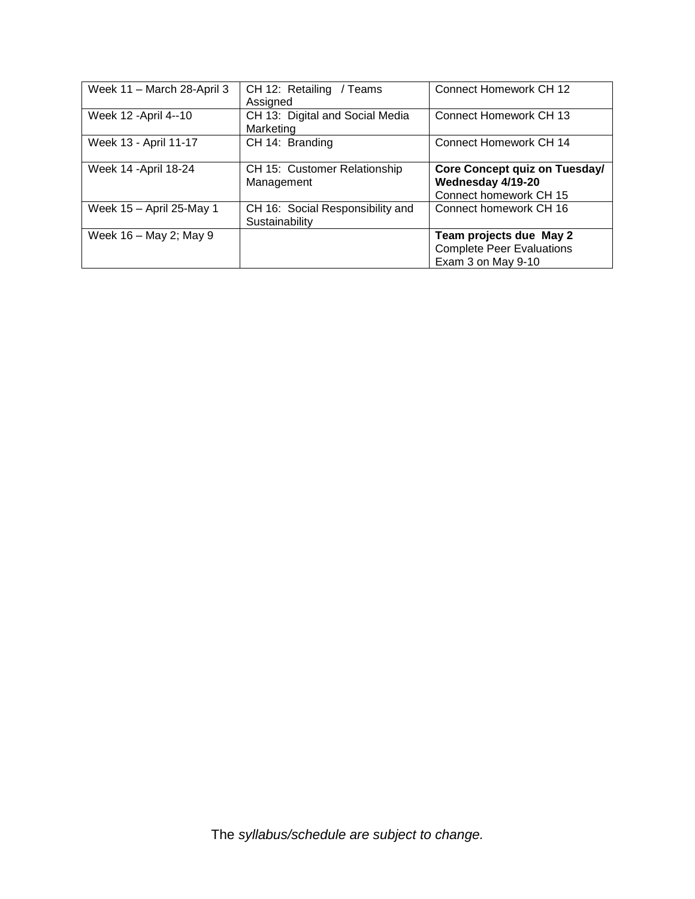| | | |
|---|---|---|
| Week 11 – March 28-April 3 | CH 12: Retailing / Teams Assigned | Connect Homework CH 12 |
| Week 12 -April 4--10 | CH 13: Digital and Social Media Marketing | Connect Homework CH 13 |
| Week 13 - April 11-17 | CH 14: Branding | Connect Homework CH 14 |
| Week 14 -April 18-24 | CH 15: Customer Relationship Management | **Core Concept quiz on Tuesday/ Wednesday 4/19-20** Connect homework CH 15 |
| Week 15 – April 25-May 1 | CH 16: Social Responsibility and Sustainability | Connect homework CH 16 |
| Week 16 – May 2; May 9 | | **Team projects due May 2** Complete Peer Evaluations Exam 3 on May 9-10 |

The *syllabus/schedule are subject to change.*